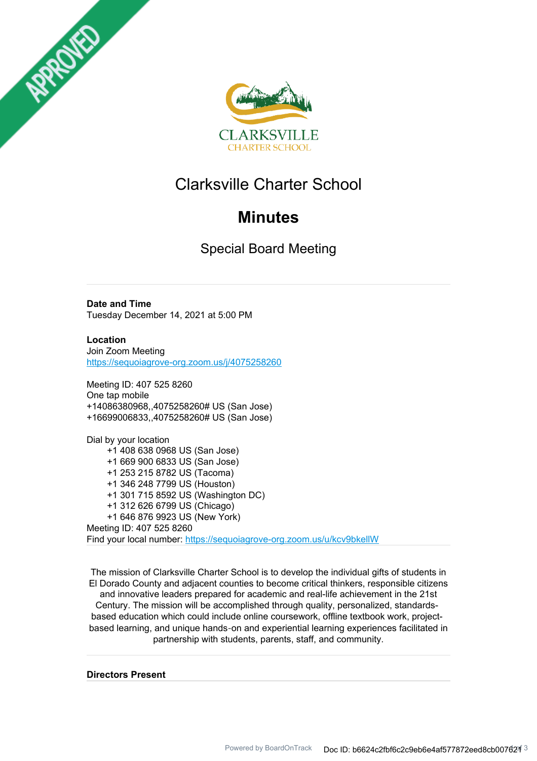# Clarksville Charter School

# Minutes

## Special Board Meeting

---

**Date and Time**
Tuesday December 14, 2021 at 5:00 PM

**Location**
Join Zoom Meeting
https://sequoiagrove-org.zoom.us/j/4075258260

Meeting ID: 407 525 8260
One tap mobile
+14086380968,,4075258260# US (San Jose)
+16699006833,,4075258260# US (San Jose)

Dial by your location
+1 408 638 0968 US (San Jose)
+1 669 900 6833 US (San Jose)
+1 253 215 8782 US (Tacoma)
+1 346 248 7799 US (Houston)
+1 301 715 8592 US (Washington DC)
+1 312 626 6799 US (Chicago)
+1 646 876 9923 US (New York)
Meeting ID: 407 525 8260
Find your local number: https://sequoiagrove-org.zoom.us/u/kcv9bkellW

---

The mission of Clarksville Charter School is to develop the individual gifts of students in El Dorado County and adjacent counties to become critical thinkers, responsible citizens and innovative leaders prepared for academic and real-life achievement in the 21st Century. The mission will be accomplished through quality, personalized, standards-based education which could include online coursework, offline textbook work, project-based learning, and unique hands-on and experiential learning experiences facilitated in partnership with students, parents, staff, and community.

---

**Directors Present**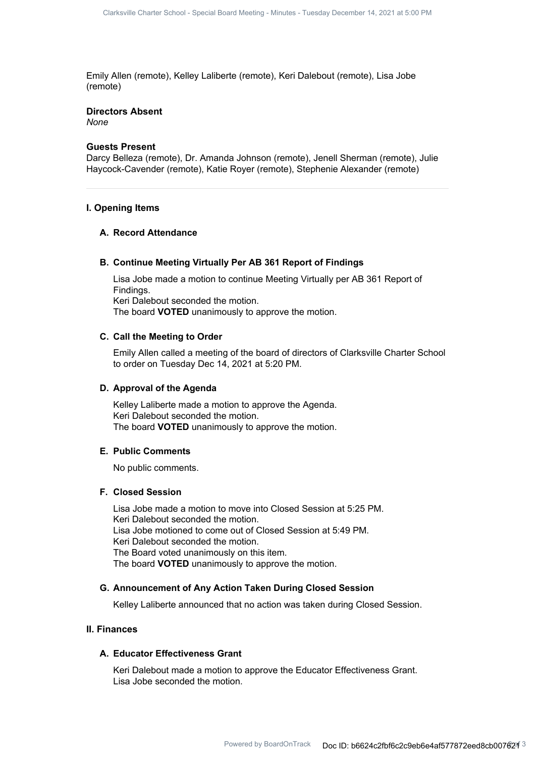Emily Allen (remote), Kelley Laliberte (remote), Keri Dalebout (remote), Lisa Jobe (remote)

**Directors Absent**
*None*

**Guests Present**
Darcy Belleza (remote), Dr. Amanda Johnson (remote), Jenell Sherman (remote), Julie Haycock-Cavender (remote), Katie Royer (remote), Stephenie Alexander (remote)

---

## I. Opening Items

### A. Record Attendance

### B. Continue Meeting Virtually Per AB 361 Report of Findings

Lisa Jobe made a motion to continue Meeting Virtually per AB 361 Report of Findings.
Keri Dalebout seconded the motion.
The board **VOTED** unanimously to approve the motion.

### C. Call the Meeting to Order

Emily Allen called a meeting of the board of directors of Clarksville Charter School to order on Tuesday Dec 14, 2021 at 5:20 PM.

### D. Approval of the Agenda

Kelley Laliberte made a motion to approve the Agenda.
Keri Dalebout seconded the motion.
The board **VOTED** unanimously to approve the motion.

### E. Public Comments

No public comments.

### F. Closed Session

Lisa Jobe made a motion to move into Closed Session at 5:25 PM.
Keri Dalebout seconded the motion.
Lisa Jobe motioned to come out of Closed Session at 5:49 PM.
Keri Dalebout seconded the motion.
The Board voted unanimously on this item.
The board **VOTED** unanimously to approve the motion.

### G. Announcement of Any Action Taken During Closed Session

Kelley Laliberte announced that no action was taken during Closed Session.

## II. Finances

### A. Educator Effectiveness Grant

Keri Dalebout made a motion to approve the Educator Effectiveness Grant.
Lisa Jobe seconded the motion.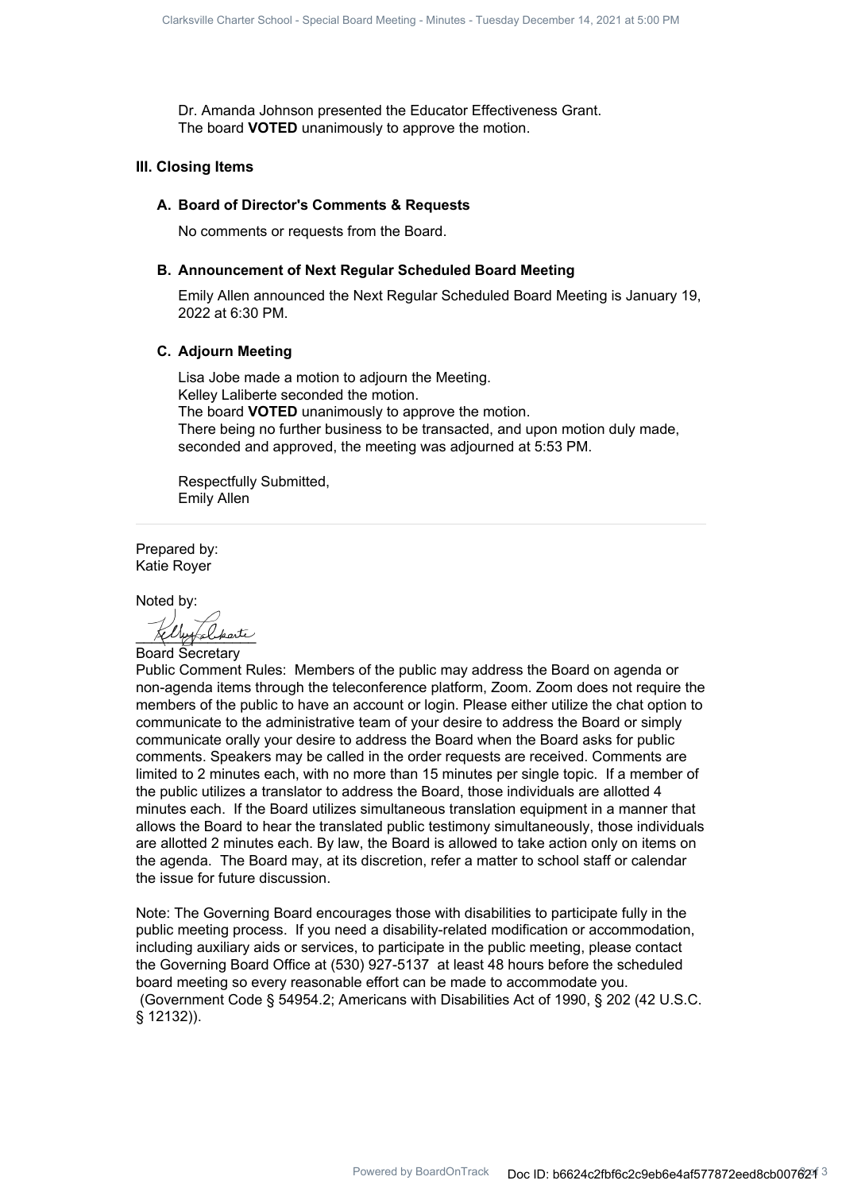Dr. Amanda Johnson presented the Educator Effectiveness Grant.
The board **VOTED** unanimously to approve the motion.

## III. Closing Items

### A. Board of Director's Comments & Requests

No comments or requests from the Board.

### B. Announcement of Next Regular Scheduled Board Meeting

Emily Allen announced the Next Regular Scheduled Board Meeting is January 19, 2022 at 6:30 PM.

### C. Adjourn Meeting

Lisa Jobe made a motion to adjourn the Meeting.
Kelley Laliberte seconded the motion.
The board **VOTED** unanimously to approve the motion.
There being no further business to be transacted, and upon motion duly made, seconded and approved, the meeting was adjourned at 5:53 PM.

Respectfully Submitted,
Emily Allen

---

Prepared by:
Katie Royer

Noted by:

Board Secretary

Public Comment Rules: Members of the public may address the Board on agenda or non-agenda items through the teleconference platform, Zoom. Zoom does not require the members of the public to have an account or login. Please either utilize the chat option to communicate to the administrative team of your desire to address the Board or simply communicate orally your desire to address the Board when the Board asks for public comments. Speakers may be called in the order requests are received. Comments are limited to 2 minutes each, with no more than 15 minutes per single topic. If a member of the public utilizes a translator to address the Board, those individuals are allotted 4 minutes each. If the Board utilizes simultaneous translation equipment in a manner that allows the Board to hear the translated public testimony simultaneously, those individuals are allotted 2 minutes each. By law, the Board is allowed to take action only on items on the agenda. The Board may, at its discretion, refer a matter to school staff or calendar the issue for future discussion.

Note: The Governing Board encourages those with disabilities to participate fully in the public meeting process. If you need a disability-related modification or accommodation, including auxiliary aids or services, to participate in the public meeting, please contact the Governing Board Office at (530) 927-5137 at least 48 hours before the scheduled board meeting so every reasonable effort can be made to accommodate you. (Government Code § 54954.2; Americans with Disabilities Act of 1990, § 202 (42 U.S.C. § 12132)).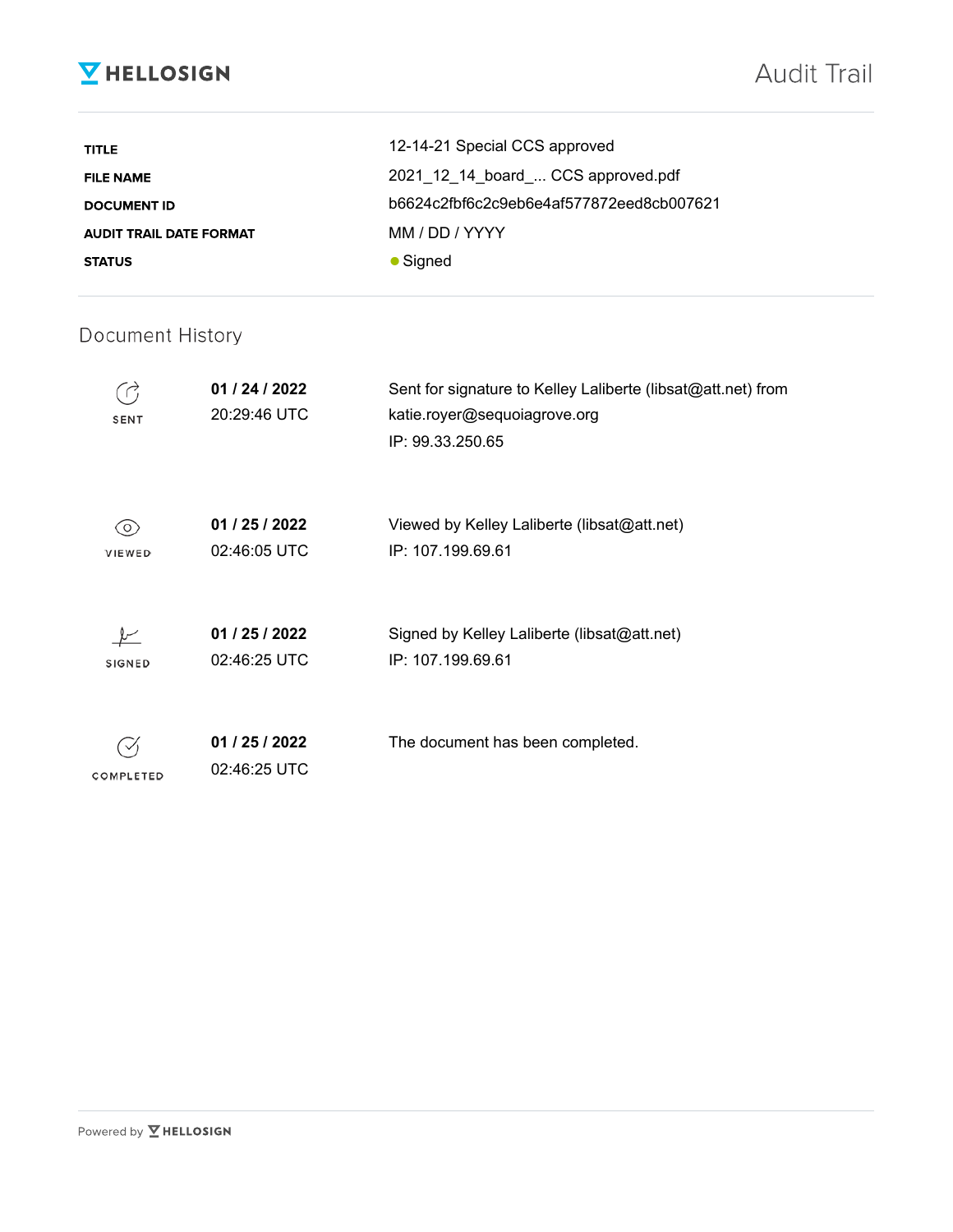HELLOSIGN

# Audit Trail

| | |
|---|---|
| **TITLE** | 12-14-21 Special CCS approved |
| **FILE NAME** | 2021_12_14_board_... CCS approved.pdf |
| **DOCUMENT ID** | b6624c2fbf6c2c9eb6e4af577872eed8cb007621 |
| **AUDIT TRAIL DATE FORMAT** | MM / DD / YYYY |
| **STATUS** | Signed |

## Document History

| | | |
|---|---|---|
| SENT | **01 / 24 / 2022** 20:29:46 UTC | Sent for signature to Kelley Laliberte (libsat@att.net) from katie.royer@sequoiagrove.org IP: 99.33.250.65 |
| VIEWED | **01 / 25 / 2022** 02:46:05 UTC | Viewed by Kelley Laliberte (libsat@att.net) IP: 107.199.69.61 |
| SIGNED | **01 / 25 / 2022** 02:46:25 UTC | Signed by Kelley Laliberte (libsat@att.net) IP: 107.199.69.61 |
| COMPLETED | **01 / 25 / 2022** 02:46:25 UTC | The document has been completed. |